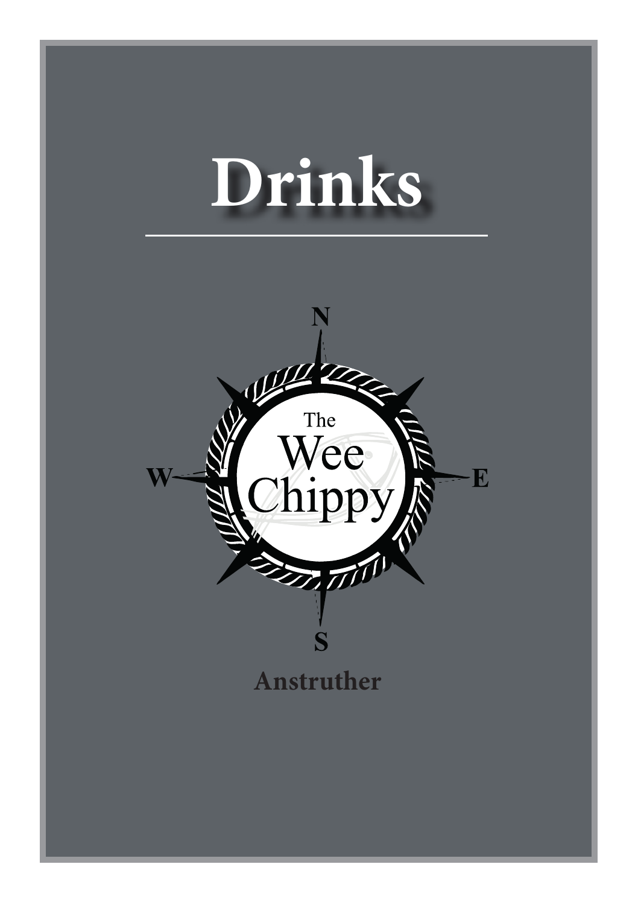# Drinks

---

N

W

The

Wee

Chippy

E

S

**Anstruther**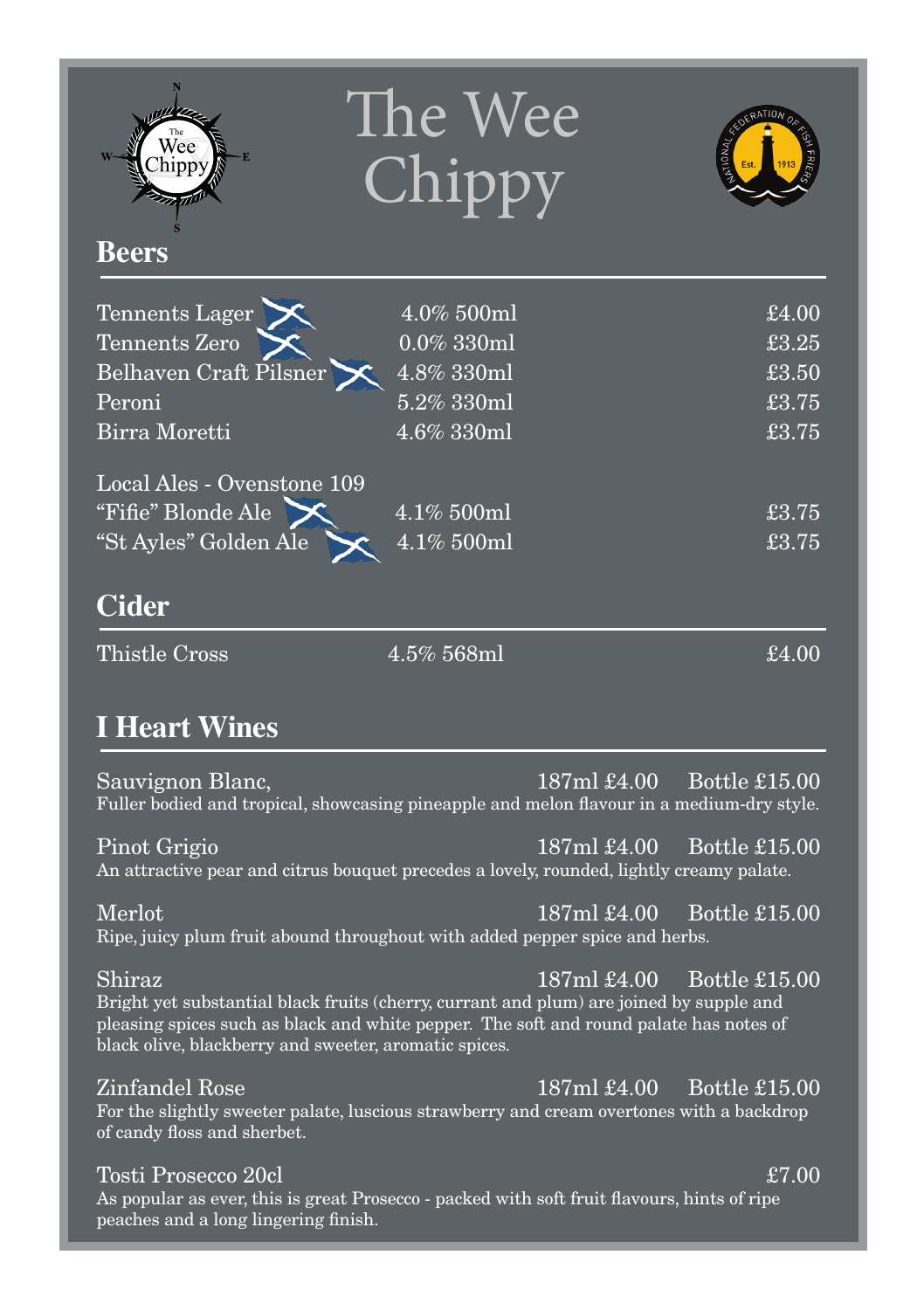# The Wee Chippy

## Beers

| | | |
|---|---|---|
| Tennents Lager | 4.0% 500ml | £4.00 |
| Tennents Zero | 0.0% 330ml | £3.25 |
| Belhaven Craft Pilsner | 4.8% 330ml | £3.50 |
| Peroni | 5.2% 330ml | £3.75 |
| Birra Moretti | 4.6% 330ml | £3.75 |

Local Ales - Ovenstone 109

| | | |
|---|---|---|
| "Fifie" Blonde Ale | 4.1% 500ml | £3.75 |
| "St Ayles" Golden Ale | 4.1% 500ml | £3.75 |

## Cider

| | | |
|---|---|---|
| Thistle Cross | 4.5% 568ml | £4.00 |

## I Heart Wines

**Sauvignon Blanc,** 187ml £4.00 Bottle £15.00
Fuller bodied and tropical, showcasing pineapple and melon flavour in a medium-dry style.

**Pinot Grigio** 187ml £4.00 Bottle £15.00
An attractive pear and citrus bouquet precedes a lovely, rounded, lightly creamy palate.

**Merlot** 187ml £4.00 Bottle £15.00
Ripe, juicy plum fruit abound throughout with added pepper spice and herbs.

**Shiraz** 187ml £4.00 Bottle £15.00
Bright yet substantial black fruits (cherry, currant and plum) are joined by supple and pleasing spices such as black and white pepper. The soft and round palate has notes of black olive, blackberry and sweeter, aromatic spices.

**Zinfandel Rose** 187ml £4.00 Bottle £15.00
For the slightly sweeter palate, luscious strawberry and cream overtones with a backdrop of candy floss and sherbet.

**Tosti Prosecco 20cl** £7.00
As popular as ever, this is great Prosecco - packed with soft fruit flavours, hints of ripe peaches and a long lingering finish.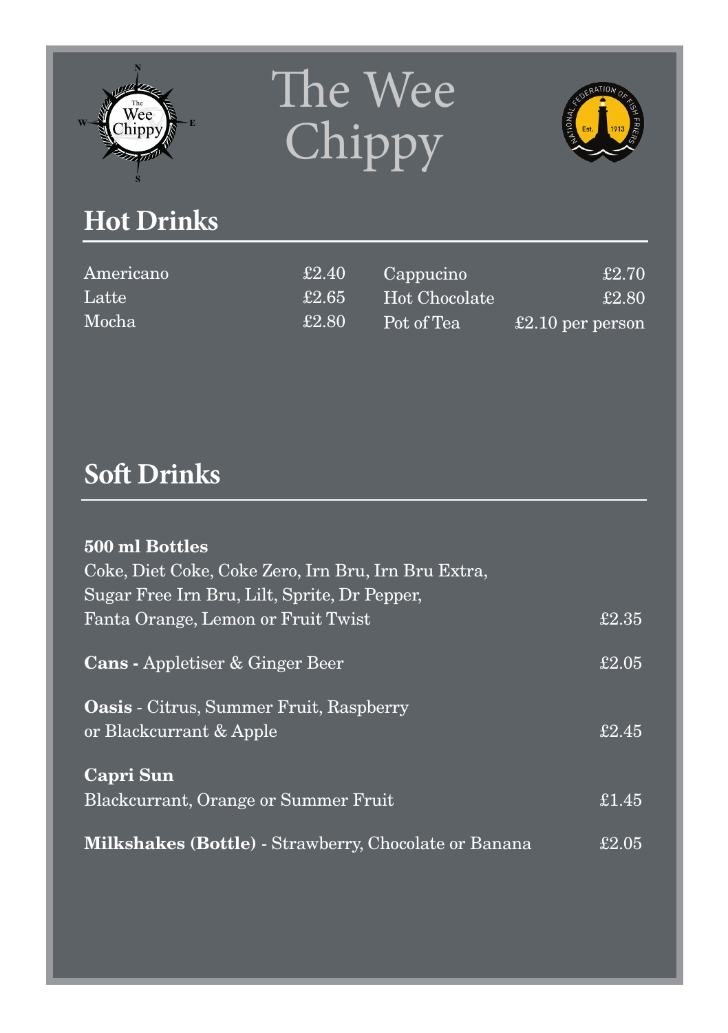# The Wee Chippy

## Hot Drinks

| | | | |
|---|---|---|---|
| Americano | £2.40 | Cappucino | £2.70 |
| Latte | £2.65 | Hot Chocolate | £2.80 |
| Mocha | £2.80 | Pot of Tea | £2.10 per person |

## Soft Drinks

**500 ml Bottles**
Coke, Diet Coke, Coke Zero, Irn Bru, Irn Bru Extra,
Sugar Free Irn Bru, Lilt, Sprite, Dr Pepper,
Fanta Orange, Lemon or Fruit Twist — £2.35

**Cans -** Appletiser & Ginger Beer — £2.05

**Oasis** - Citrus, Summer Fruit, Raspberry
or Blackcurrant & Apple — £2.45

**Capri Sun**
Blackcurrant, Orange or Summer Fruit — £1.45

**Milkshakes (Bottle)** - Strawberry, Chocolate or Banana — £2.05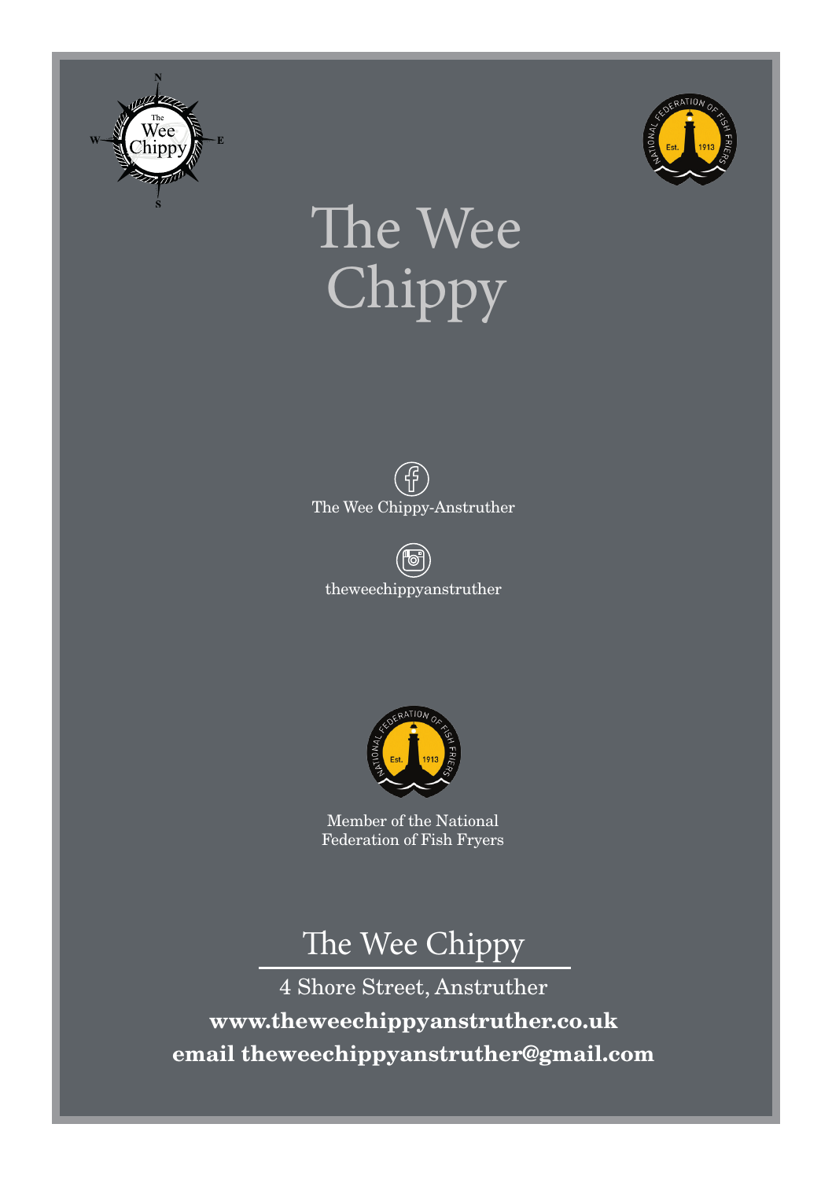# The Wee Chippy

The Wee Chippy-Anstruther

theweechippyanstruther

Member of the National Federation of Fish Fryers

## The Wee Chippy

4 Shore Street, Anstruther

**www.theweechippyanstruther.co.uk**

**email theweechippyanstruther@gmail.com**